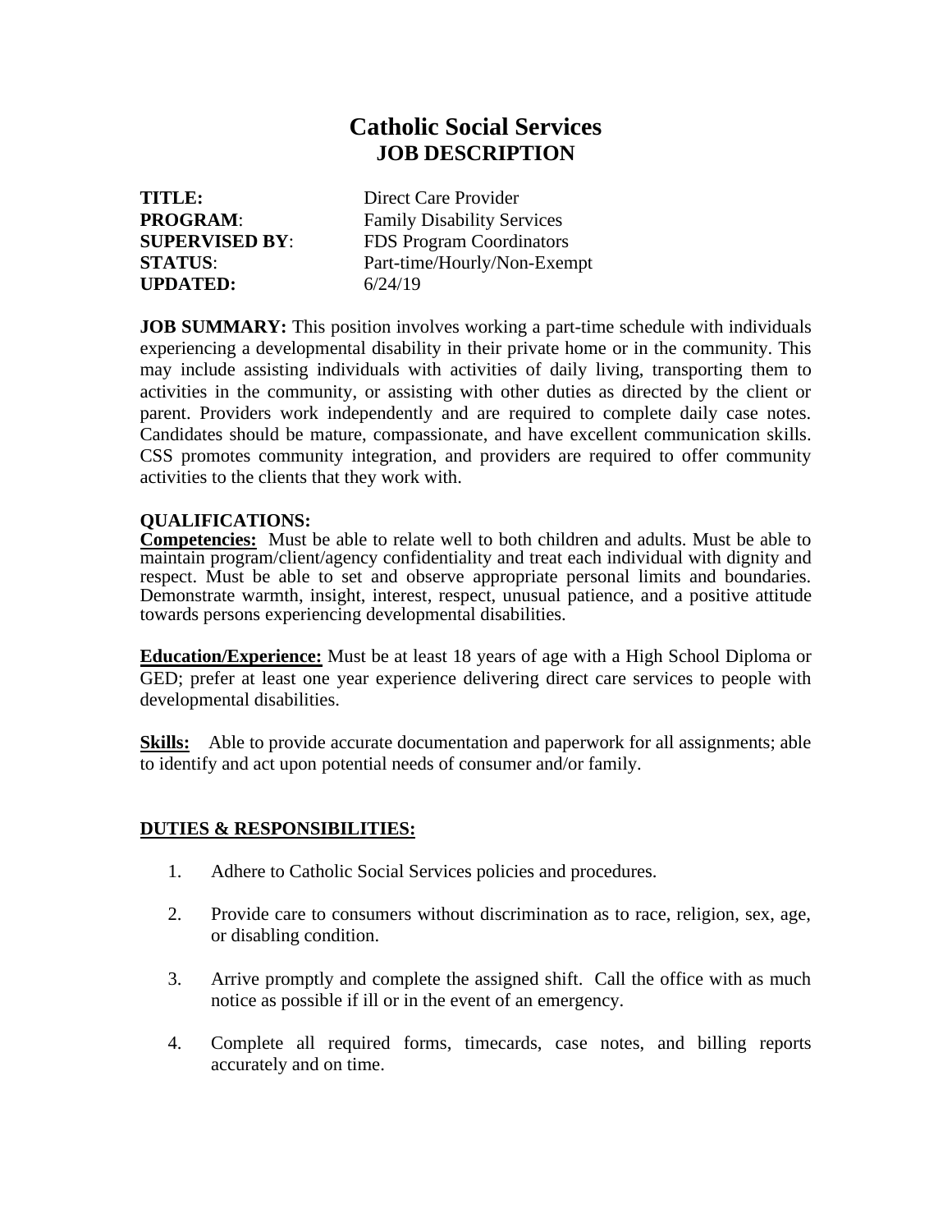# Catholic Social Services
## JOB DESCRIPTION

**TITLE:** Direct Care Provider
**PROGRAM**: Family Disability Services
**SUPERVISED BY**: FDS Program Coordinators
**STATUS**: Part-time/Hourly/Non-Exempt
**UPDATED:** 6/24/19

**JOB SUMMARY:** This position involves working a part-time schedule with individuals experiencing a developmental disability in their private home or in the community. This may include assisting individuals with activities of daily living, transporting them to activities in the community, or assisting with other duties as directed by the client or parent. Providers work independently and are required to complete daily case notes. Candidates should be mature, compassionate, and have excellent communication skills. CSS promotes community integration, and providers are required to offer community activities to the clients that they work with.

**QUALIFICATIONS:**

**Competencies:** Must be able to relate well to both children and adults. Must be able to maintain program/client/agency confidentiality and treat each individual with dignity and respect. Must be able to set and observe appropriate personal limits and boundaries. Demonstrate warmth, insight, interest, respect, unusual patience, and a positive attitude towards persons experiencing developmental disabilities.

**Education/Experience:** Must be at least 18 years of age with a High School Diploma or GED; prefer at least one year experience delivering direct care services to people with developmental disabilities.

**Skills:** Able to provide accurate documentation and paperwork for all assignments; able to identify and act upon potential needs of consumer and/or family.

**DUTIES & RESPONSIBILITIES:**

1. Adhere to Catholic Social Services policies and procedures.

2. Provide care to consumers without discrimination as to race, religion, sex, age, or disabling condition.

3. Arrive promptly and complete the assigned shift. Call the office with as much notice as possible if ill or in the event of an emergency.

4. Complete all required forms, timecards, case notes, and billing reports accurately and on time.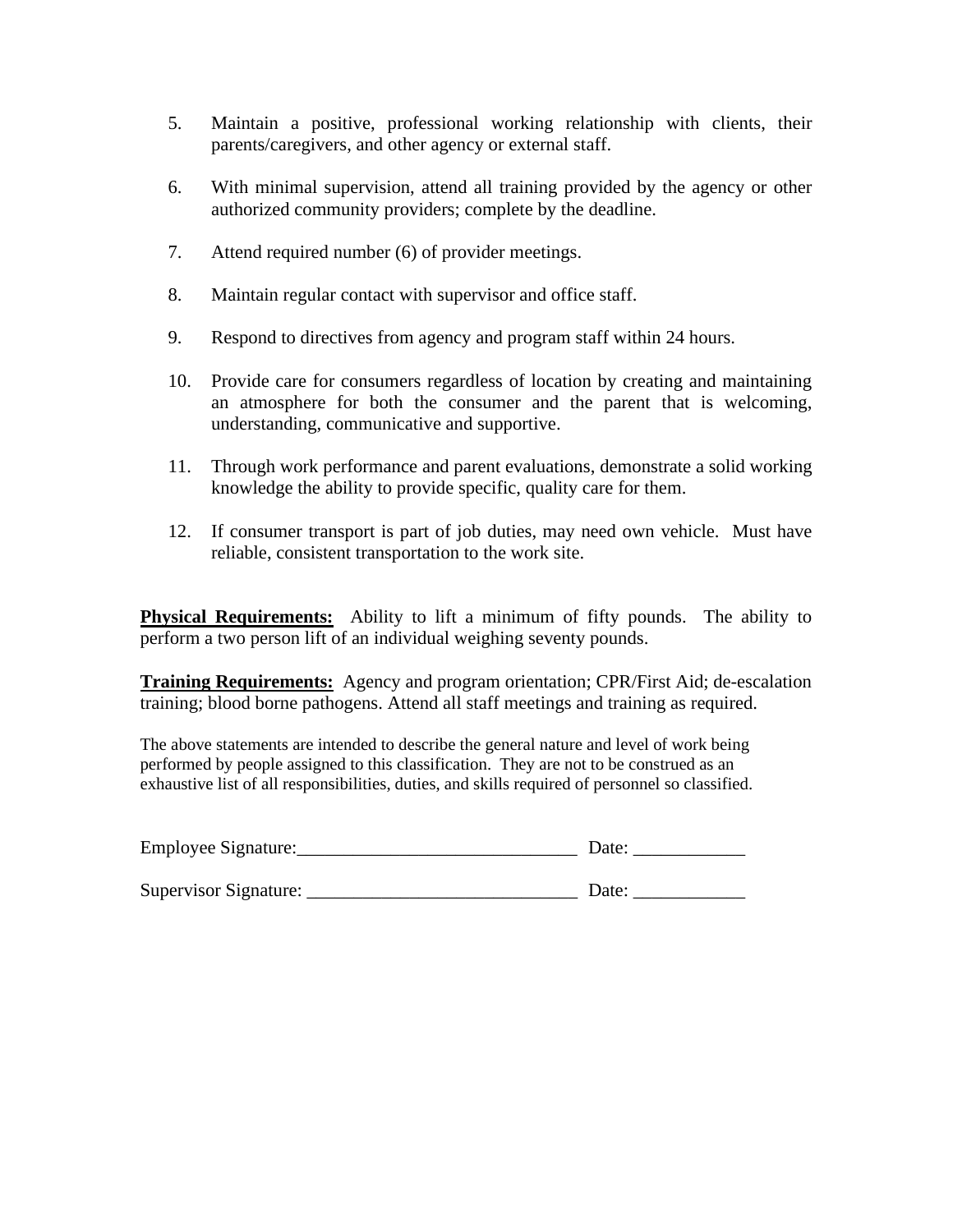5. Maintain a positive, professional working relationship with clients, their parents/caregivers, and other agency or external staff.

6. With minimal supervision, attend all training provided by the agency or other authorized community providers; complete by the deadline.

7. Attend required number (6) of provider meetings.

8. Maintain regular contact with supervisor and office staff.

9. Respond to directives from agency and program staff within 24 hours.

10. Provide care for consumers regardless of location by creating and maintaining an atmosphere for both the consumer and the parent that is welcoming, understanding, communicative and supportive.

11. Through work performance and parent evaluations, demonstrate a solid working knowledge the ability to provide specific, quality care for them.

12. If consumer transport is part of job duties, may need own vehicle. Must have reliable, consistent transportation to the work site.

**Physical Requirements:** Ability to lift a minimum of fifty pounds. The ability to perform a two person lift of an individual weighing seventy pounds.

**Training Requirements:** Agency and program orientation; CPR/First Aid; de-escalation training; blood borne pathogens. Attend all staff meetings and training as required.

The above statements are intended to describe the general nature and level of work being performed by people assigned to this classification. They are not to be construed as an exhaustive list of all responsibilities, duties, and skills required of personnel so classified.

Employee Signature:\_\_\_\_\_\_\_\_\_\_\_\_\_\_\_\_\_\_\_\_\_\_\_\_\_\_\_\_\_\_ Date: \_\_\_\_\_\_\_\_\_\_\_\_

Supervisor Signature: \_\_\_\_\_\_\_\_\_\_\_\_\_\_\_\_\_\_\_\_\_\_\_\_\_\_\_\_\_ Date: \_\_\_\_\_\_\_\_\_\_\_\_